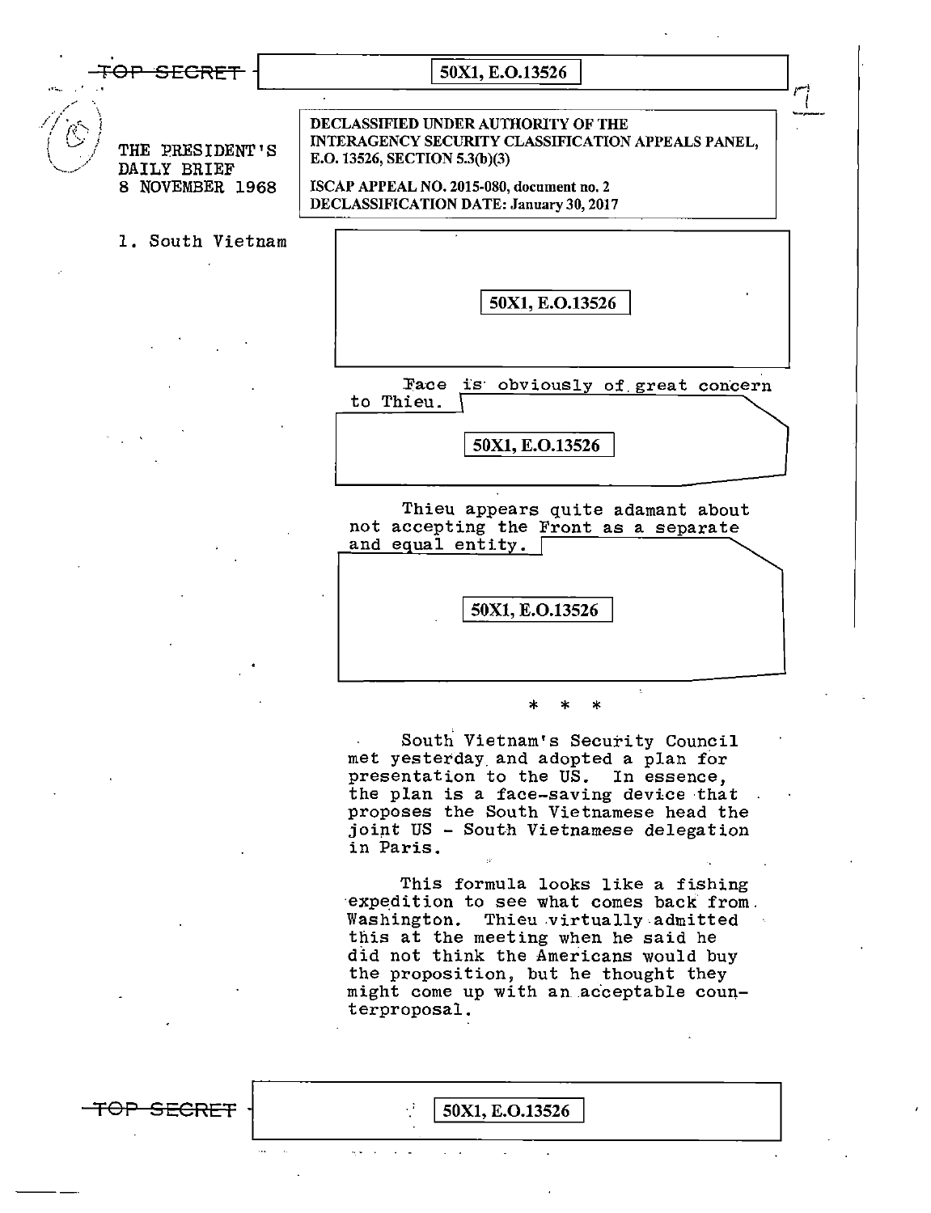TOP SECRET 50X1, E.O.13526

DECLASSIFIED UNDER AUTHORITY OF THE INTERAGENCY SECURITY CLASSIFICATION APPEALS PANEL, E.O. 13526, SECTION 5.3(b)(3)

ISCAP APPEAL NO. 2015-080, document no. 2
DECLASSIFICATION DATE: January 30, 2017

THE PRESIDENT'S DAILY BRIEF
8 NOVEMBER 1968

1. South Vietnam

50X1, E.O.13526

Face is obviously of great concern to Thieu.

50X1, E.O.13526

Thieu appears quite adamant about not accepting the Front as a separate and equal entity.

50X1, E.O.13526

\* \* \*

South Vietnam's Security Council met yesterday and adopted a plan for presentation to the US. In essence, the plan is a face-saving device that proposes the South Vietnamese head the joint US - South Vietnamese delegation in Paris.

This formula looks like a fishing expedition to see what comes back from Washington. Thieu virtually admitted this at the meeting when he said he did not think the Americans would buy the proposition, but he thought they might come up with an acceptable counterproposal.

TOP SECRET 50X1, E.O.13526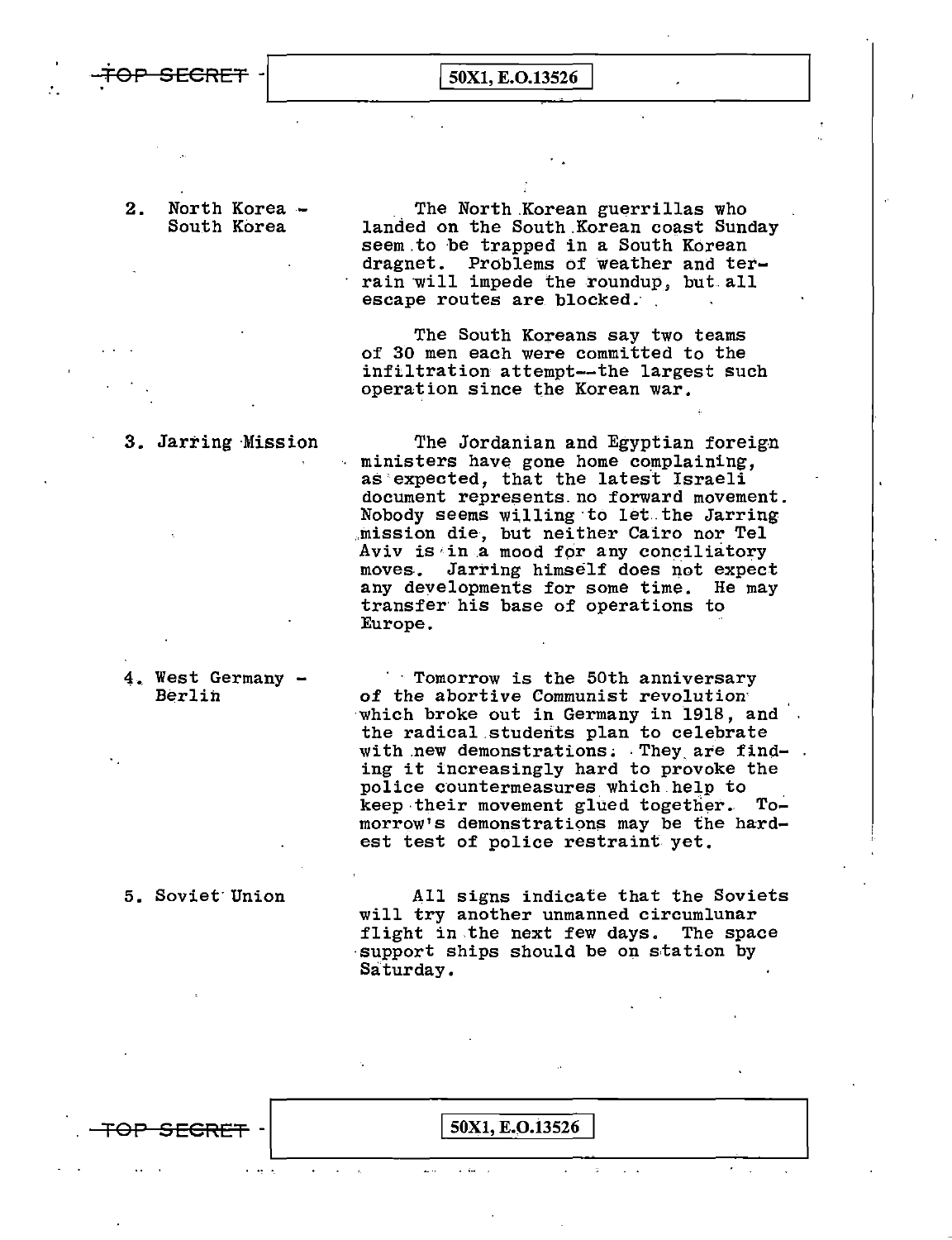2. North Korea - South Korea

The North Korean guerrillas who landed on the South Korean coast Sunday seem to be trapped in a South Korean dragnet. Problems of weather and terrain will impede the roundup, but all escape routes are blocked.

The South Koreans say two teams of 30 men each were committed to the infiltration attempt--the largest such operation since the Korean war.

3. Jarring Mission

The Jordanian and Egyptian foreign ministers have gone home complaining, as expected, that the latest Israeli document represents no forward movement. Nobody seems willing to let the Jarring mission die, but neither Cairo nor Tel Aviv is in a mood for any conciliatory moves. Jarring himself does not expect any developments for some time. He may transfer his base of operations to Europe.

4. West Germany - Berlin

Tomorrow is the 50th anniversary of the abortive Communist revolution which broke out in Germany in 1918, and the radical students plan to celebrate with new demonstrations. They are finding it increasingly hard to provoke the police countermeasures which help to keep their movement glued together. Tomorrow's demonstrations may be the hardest test of police restraint yet.

5. Soviet Union

All signs indicate that the Soviets will try another unmanned circumlunar flight in the next few days. The space support ships should be on station by Saturday.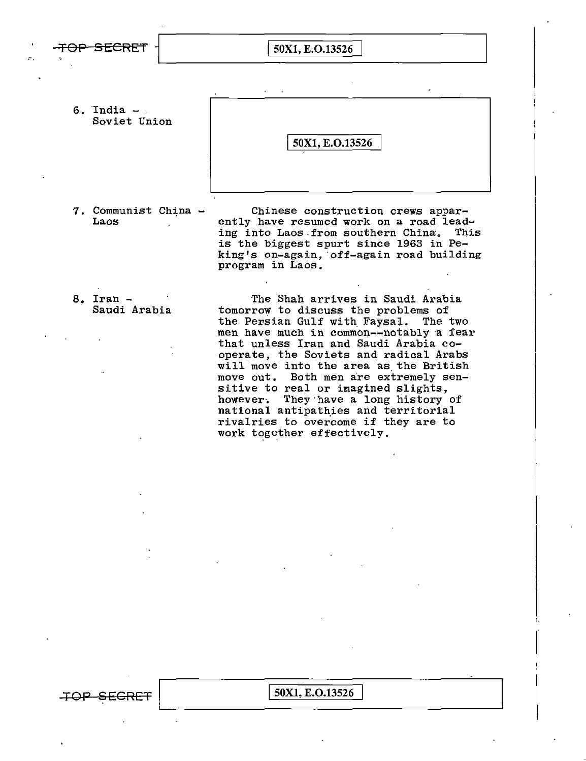6. India - Soviet Union

50X1, E.O.13526

7. Communist China - Laos

Chinese construction crews apparently have resumed work on a road leading into Laos from southern China. This is the biggest spurt since 1963 in Peking's on-again, off-again road building program in Laos.

8. Iran - Saudi Arabia

The Shah arrives in Saudi Arabia tomorrow to discuss the problems of the Persian Gulf with Faysal. The two men have much in common--notably a fear that unless Iran and Saudi Arabia cooperate, the Soviets and radical Arabs will move into the area as the British move out. Both men are extremely sensitive to real or imagined slights, however. They have a long history of national antipathies and territorial rivalries to overcome if they are to work together effectively.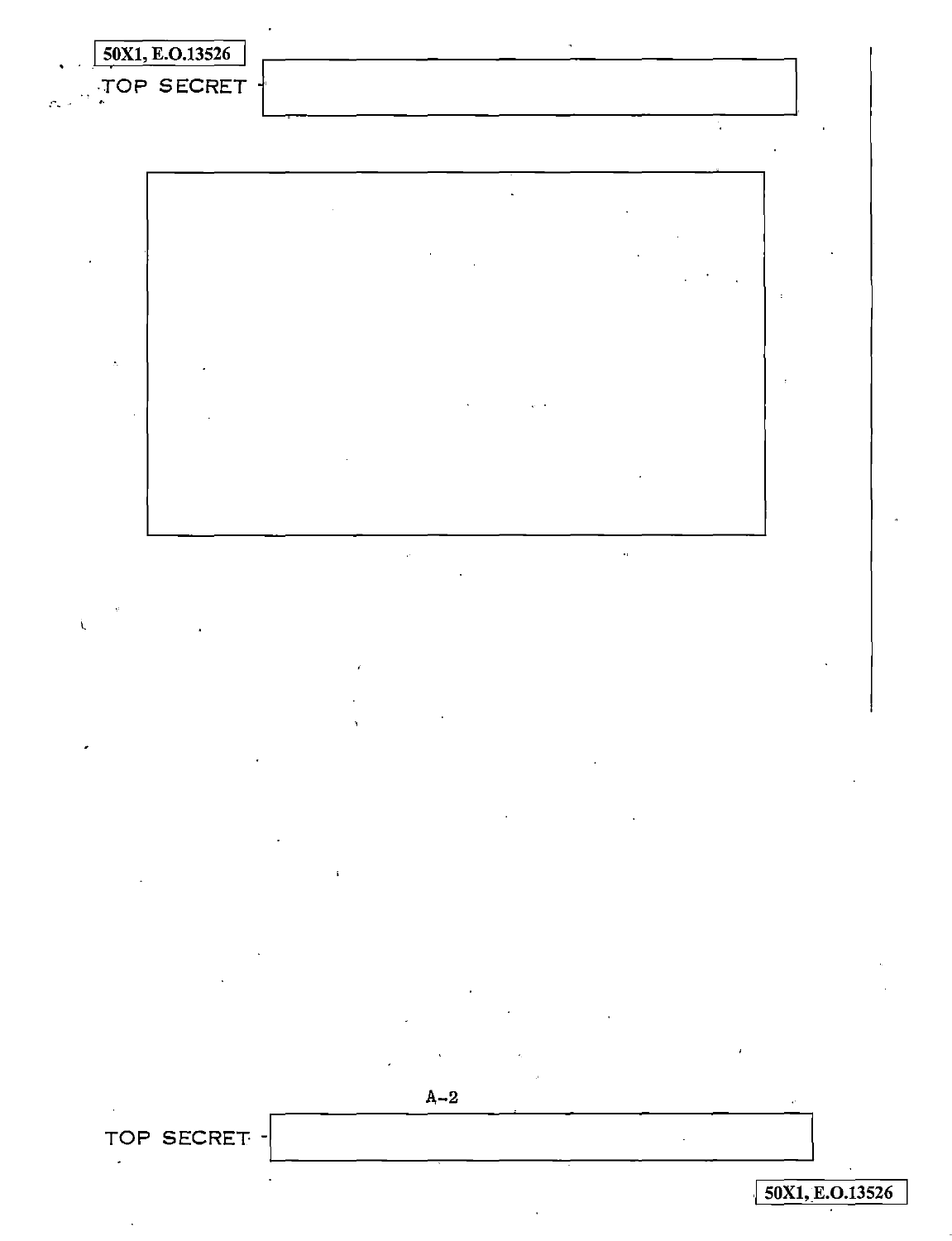50X1, E.O.13526

TOP SECRET

TOP SECRET

50X1, E.O.13526